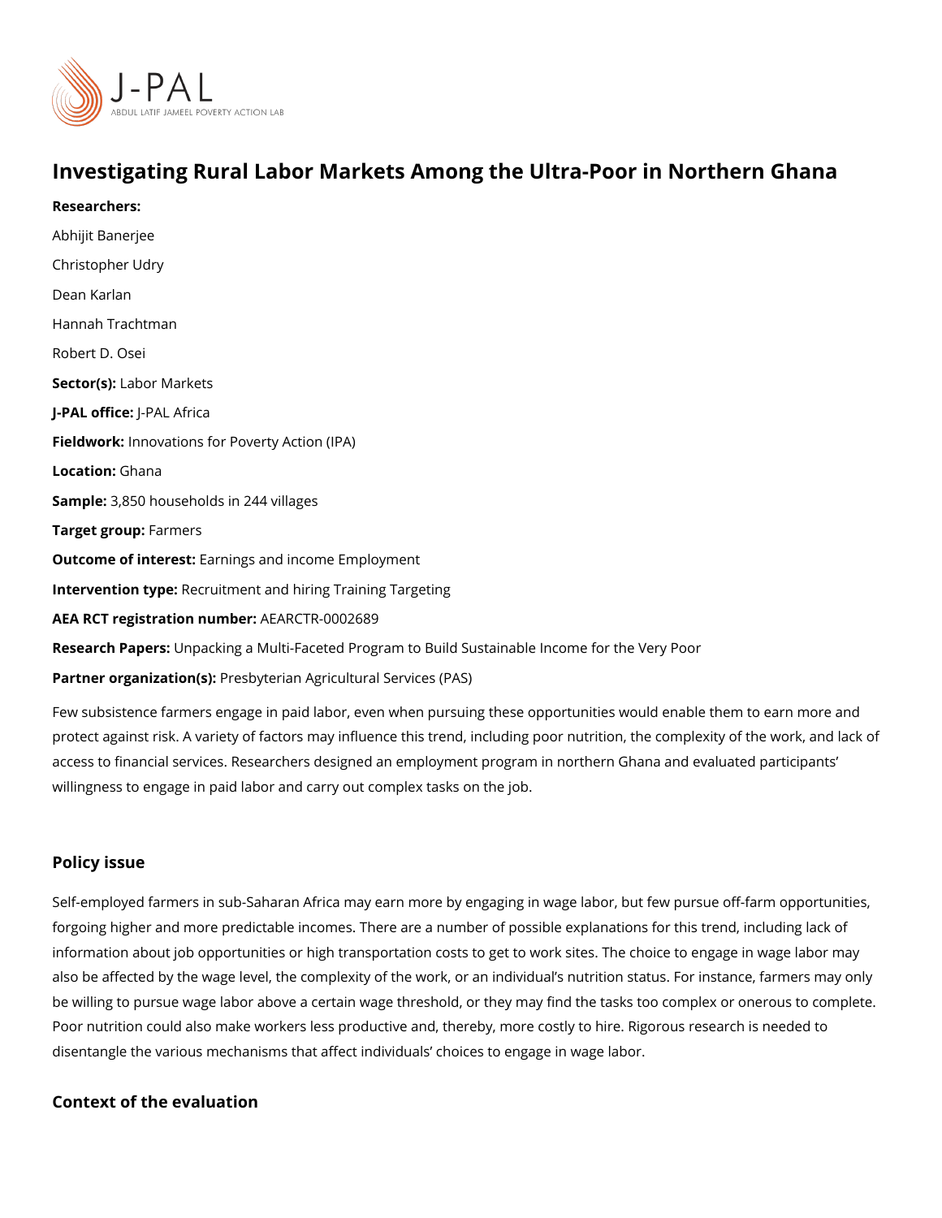# Investigating Rural Labor Markets Among the Ultra-Poor in Northern Ghana

**Researchers:**

Abhijit Banerjee

Christopher Udry

Dean Karlan

Hannah Trachtman

Robert D. Osei

**Sector(s):** Labor Markets

**J-PAL office:** J-PAL Africa

**Fieldwork:** Innovations for Poverty Action (IPA)

**Location:** Ghana

**Sample:** 3,850 households in 244 villages

**Target group:** Farmers

**Outcome of interest:** Earnings and income Employment

**Intervention type:** Recruitment and hiring Training Targeting

**AEA RCT registration number:** AEARCTR-0002689

**Research Papers:** Unpacking a Multi-Faceted Program to Build Sustainable Income for the Very Poor

**Partner organization(s):** Presbyterian Agricultural Services (PAS)

Few subsistence farmers engage in paid labor, even when pursuing these opportunities would enable them to earn more and protect against risk. A variety of factors may influence this trend, including poor nutrition, the complexity of the work, and lack of access to financial services. Researchers designed an employment program in northern Ghana and evaluated participants' willingness to engage in paid labor and carry out complex tasks on the job.

## Policy issue

Self-employed farmers in sub-Saharan Africa may earn more by engaging in wage labor, but few pursue off-farm opportunities, forgoing higher and more predictable incomes. There are a number of possible explanations for this trend, including lack of information about job opportunities or high transportation costs to get to work sites. The choice to engage in wage labor may also be affected by the wage level, the complexity of the work, or an individual's nutrition status. For instance, farmers may only be willing to pursue wage labor above a certain wage threshold, or they may find the tasks too complex or onerous to complete. Poor nutrition could also make workers less productive and, thereby, more costly to hire. Rigorous research is needed to disentangle the various mechanisms that affect individuals' choices to engage in wage labor.

## Context of the evaluation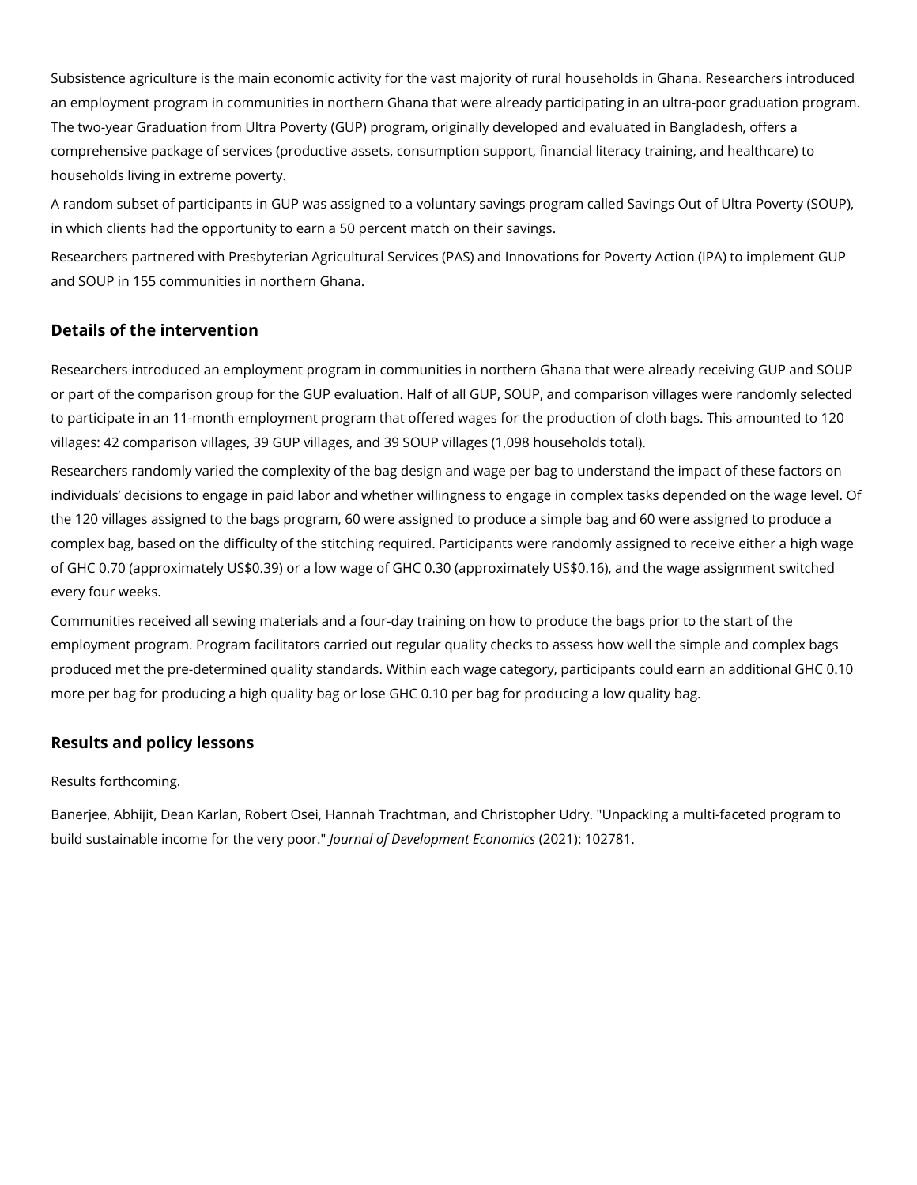Subsistence agriculture is the main economic activity for the vast majority of rural households in Ghana. Researchers introduced an employment program in communities in northern Ghana that were already participating in an ultra-poor graduation program. The two-year Graduation from Ultra Poverty (GUP) program, originally developed and evaluated in Bangladesh, offers a comprehensive package of services (productive assets, consumption support, financial literacy training, and healthcare) to households living in extreme poverty.

A random subset of participants in GUP was assigned to a voluntary savings program called Savings Out of Ultra Poverty (SOUP), in which clients had the opportunity to earn a 50 percent match on their savings.

Researchers partnered with Presbyterian Agricultural Services (PAS) and Innovations for Poverty Action (IPA) to implement GUP and SOUP in 155 communities in northern Ghana.

## Details of the intervention

Researchers introduced an employment program in communities in northern Ghana that were already receiving GUP and SOUP or part of the comparison group for the GUP evaluation. Half of all GUP, SOUP, and comparison villages were randomly selected to participate in an 11-month employment program that offered wages for the production of cloth bags. This amounted to 120 villages: 42 comparison villages, 39 GUP villages, and 39 SOUP villages (1,098 households total).

Researchers randomly varied the complexity of the bag design and wage per bag to understand the impact of these factors on individuals' decisions to engage in paid labor and whether willingness to engage in complex tasks depended on the wage level. Of the 120 villages assigned to the bags program, 60 were assigned to produce a simple bag and 60 were assigned to produce a complex bag, based on the difficulty of the stitching required. Participants were randomly assigned to receive either a high wage of GHC 0.70 (approximately US$0.39) or a low wage of GHC 0.30 (approximately US$0.16), and the wage assignment switched every four weeks.

Communities received all sewing materials and a four-day training on how to produce the bags prior to the start of the employment program. Program facilitators carried out regular quality checks to assess how well the simple and complex bags produced met the pre-determined quality standards. Within each wage category, participants could earn an additional GHC 0.10 more per bag for producing a high quality bag or lose GHC 0.10 per bag for producing a low quality bag.

## Results and policy lessons

Results forthcoming.

Banerjee, Abhijit, Dean Karlan, Robert Osei, Hannah Trachtman, and Christopher Udry. "Unpacking a multi-faceted program to build sustainable income for the very poor." *Journal of Development Economics* (2021): 102781.